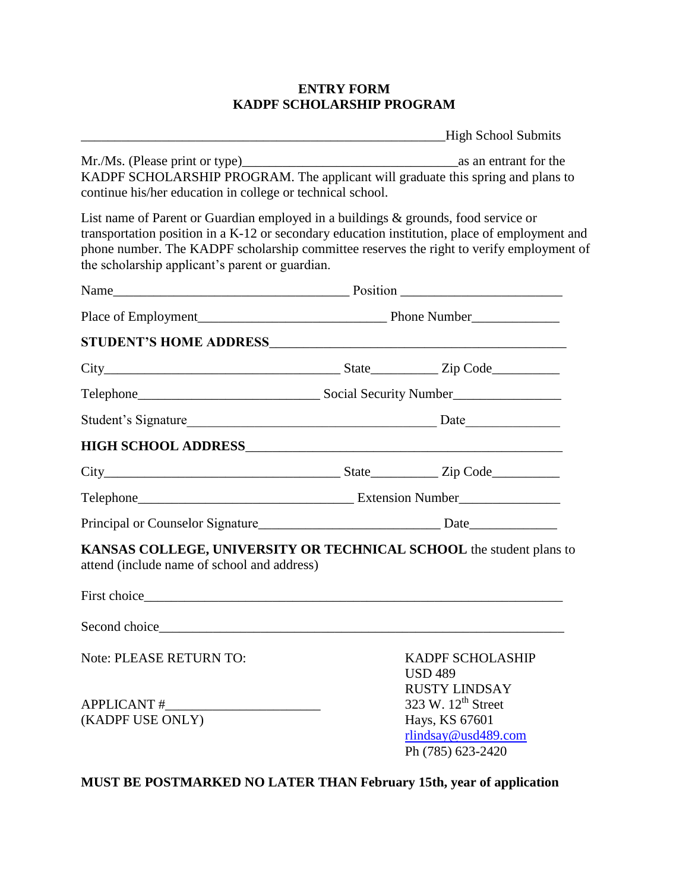**ENTRY FORM**
**KADPF SCHOLARSHIP PROGRAM**

_______________________________________________________High School Submits

Mr./Ms. (Please print or type)________________________________as an entrant for the KADPF SCHOLARSHIP PROGRAM. The applicant will graduate this spring and plans to continue his/her education in college or technical school.

List name of Parent or Guardian employed in a buildings & grounds, food service or transportation position in a K-12 or secondary education institution, place of employment and phone number. The KADPF scholarship committee reserves the right to verify employment of the scholarship applicant's parent or guardian.

Name____________________________________ Position ________________________

Place of Employment____________________________ Phone Number_____________

**STUDENT'S HOME ADDRESS**____________________________________________

City___________________________________ State__________ Zip Code__________

Telephone___________________________ Social Security Number________________

Student's Signature______________________________________ Date______________

**HIGH SCHOOL ADDRESS**_______________________________________________

City___________________________________ State__________ Zip Code__________

Telephone_________________________________ Extension Number_______________

Principal or Counselor Signature___________________________ Date_____________

**KANSAS COLLEGE, UNIVERSITY OR TECHNICAL SCHOOL** the student plans to attend (include name of school and address)

First choice_________________________________________________________________

Second choice_______________________________________________________________

Note: PLEASE RETURN TO:

KADPF SCHOLASHIP
USD 489
RUSTY LINDSAY
323 W. 12th Street
Hays, KS 67601
rlindsay@usd489.com
Ph (785) 623-2420

APPLICANT #______________________
(KADPF USE ONLY)

**MUST BE POSTMARKED NO LATER THAN February 15th, year of application**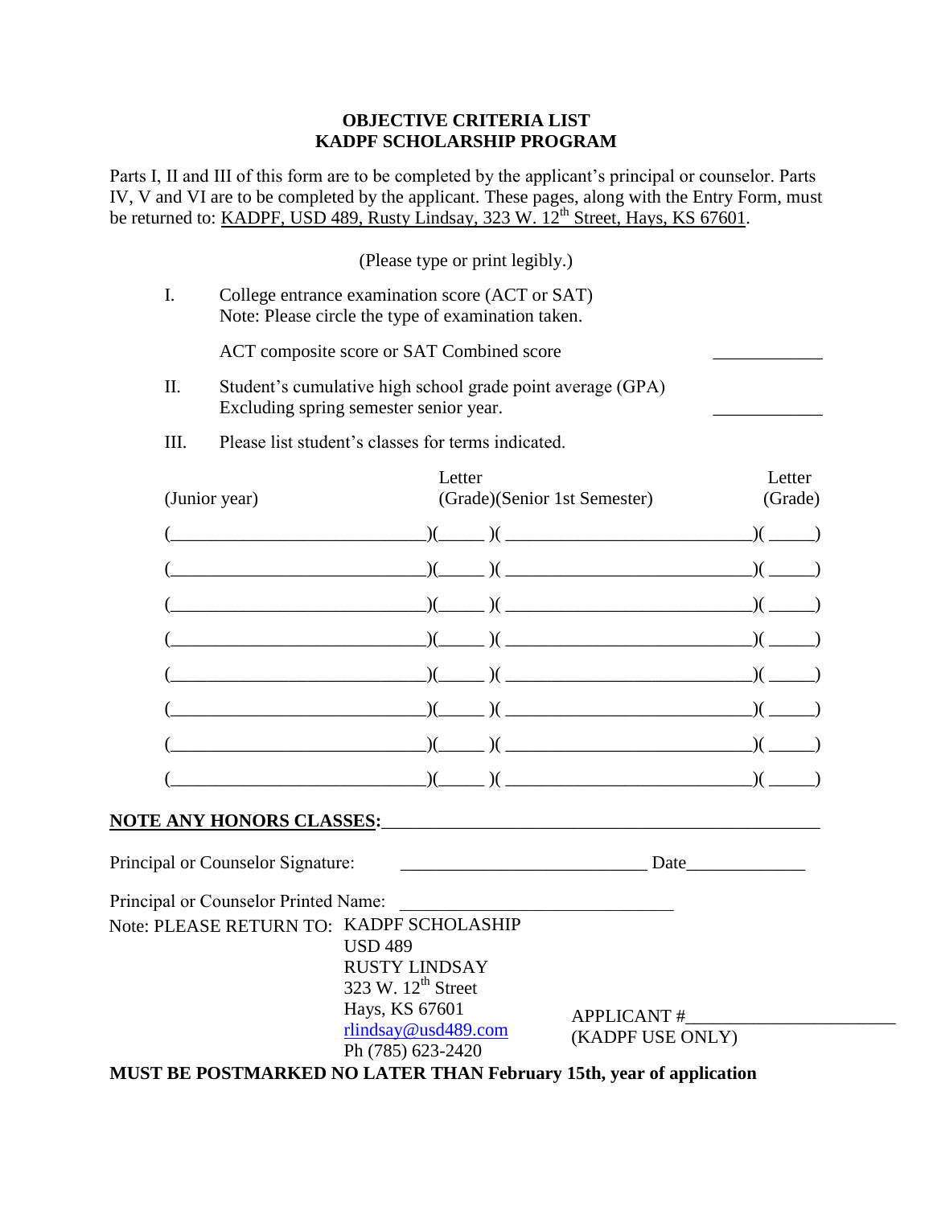# OBJECTIVE CRITERIA LIST
## KADPF SCHOLARSHIP PROGRAM

Parts I, II and III of this form are to be completed by the applicant's principal or counselor. Parts IV, V and VI are to be completed by the applicant. These pages, along with the Entry Form, must be returned to: KADPF, USD 489, Rusty Lindsay, 323 W. 12th Street, Hays, KS 67601.

(Please type or print legibly.)

I. College entrance examination score (ACT or SAT)
Note: Please circle the type of examination taken.

ACT composite score or SAT Combined score ____________

II. Student's cumulative high school grade point average (GPA)
Excluding spring semester senior year. ____________

III. Please list student's classes for terms indicated.

| (Junior year) | Letter (Grade) | (Senior 1st Semester) | Letter (Grade) |
|---|---|---|---|
| (___________________________) | (_____) | (___________________________) | (_____) |
| (___________________________) | (_____) | (___________________________) | (_____) |
| (___________________________) | (_____) | (___________________________) | (_____) |
| (___________________________) | (_____) | (___________________________) | (_____) |
| (___________________________) | (_____) | (___________________________) | (_____) |
| (___________________________) | (_____) | (___________________________) | (_____) |
| (___________________________) | (_____) | (___________________________) | (_____) |
| (___________________________) | (_____) | (___________________________) | (_____) |

**NOTE ANY HONORS CLASSES:**________________________________________________

Principal or Counselor Signature: __________________________ Date_____________

Principal or Counselor Printed Name: ____________________________

Note: PLEASE RETURN TO: KADPF SCHOLASHIP
USD 489
RUSTY LINDSAY
323 W. 12th Street
Hays, KS 67601
rlindsay@usd489.com
Ph (785) 623-2420

APPLICANT #______________________
(KADPF USE ONLY)

**MUST BE POSTMARKED NO LATER THAN February 15th, year of application**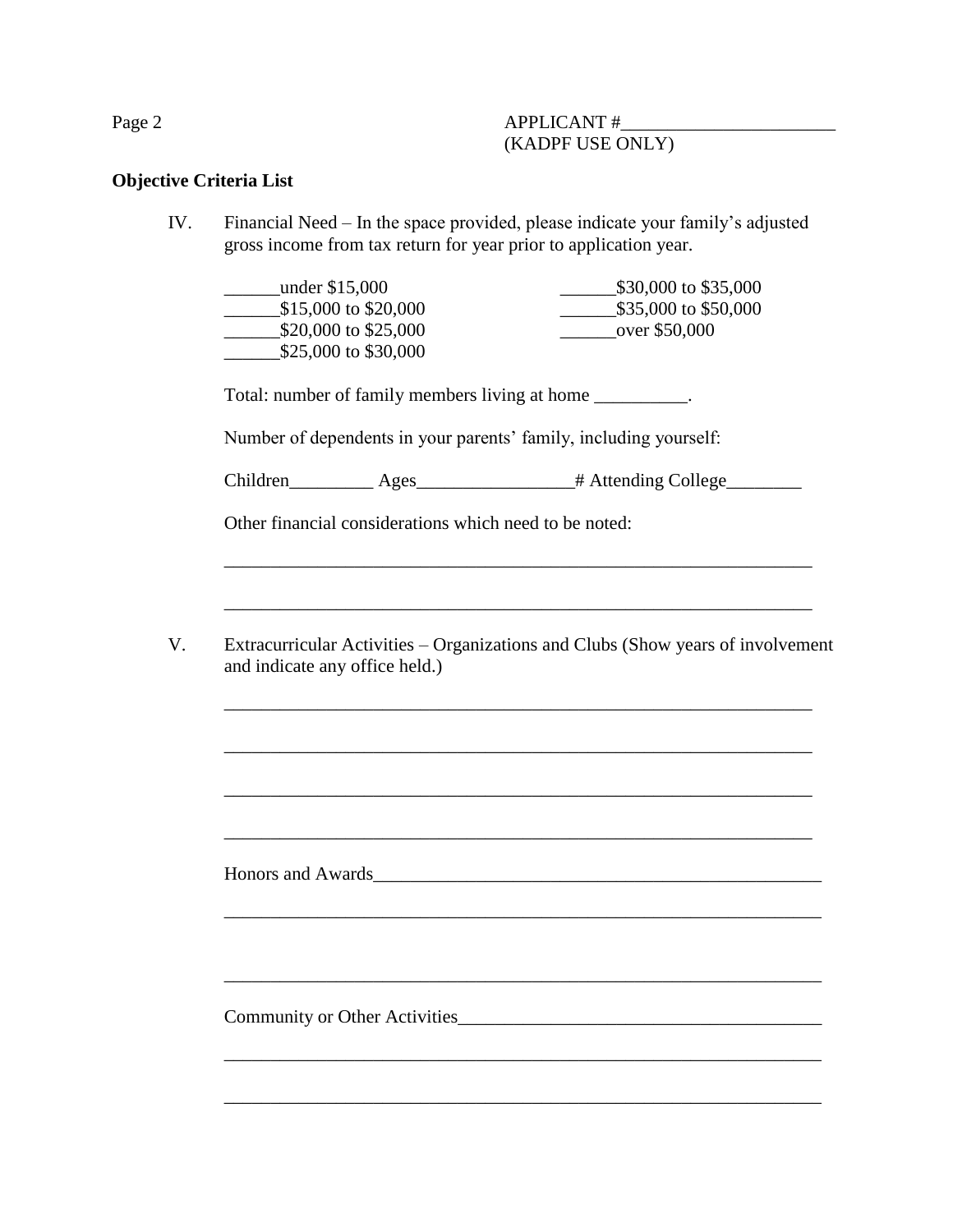APPLICANT #______________________
(KADPF USE ONLY)

**Objective Criteria List**

IV. Financial Need – In the space provided, please indicate your family's adjusted gross income from tax return for year prior to application year.

______under $15,000
______$15,000 to $20,000
______$20,000 to $25,000
______$25,000 to $30,000
______$30,000 to $35,000
______$35,000 to $50,000
______over $50,000

Total: number of family members living at home __________.

Number of dependents in your parents' family, including yourself:

Children_________ Ages_________________# Attending College________

Other financial considerations which need to be noted:

_________________________________________________________________

_________________________________________________________________

V. Extracurricular Activities – Organizations and Clubs (Show years of involvement and indicate any office held.)

_________________________________________________________________

_________________________________________________________________

_________________________________________________________________

_________________________________________________________________

Honors and Awards__________________________________________________

_________________________________________________________________

_________________________________________________________________

Community or Other Activities________________________________________

_________________________________________________________________

_________________________________________________________________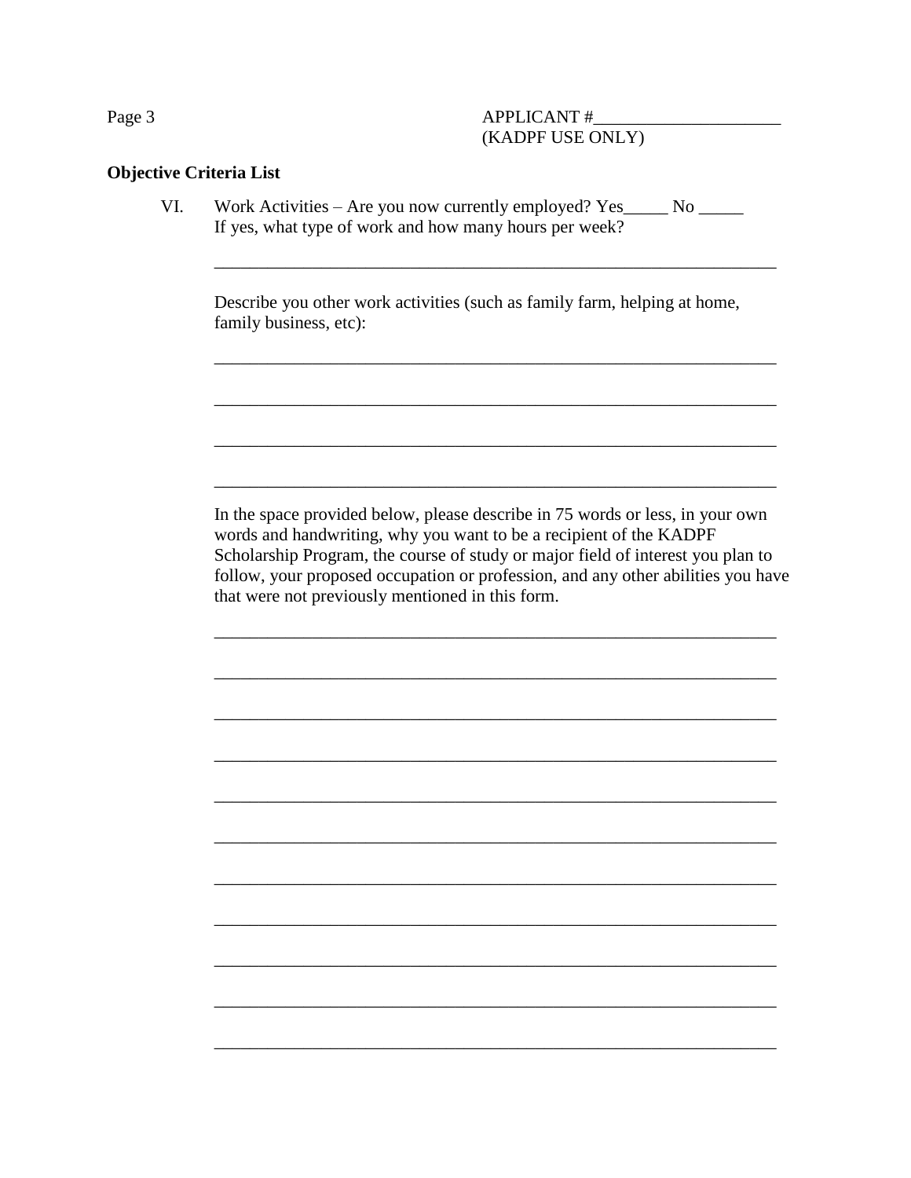APPLICANT #_____________________
(KADPF USE ONLY)

**Objective Criteria List**

VI. Work Activities – Are you now currently employed? Yes_____ No _____
If yes, what type of work and how many hours per week?

_________________________________________________________________

Describe you other work activities (such as family farm, helping at home, family business, etc):

_________________________________________________________________

_________________________________________________________________

_________________________________________________________________

_________________________________________________________________

In the space provided below, please describe in 75 words or less, in your own words and handwriting, why you want to be a recipient of the KADPF Scholarship Program, the course of study or major field of interest you plan to follow, your proposed occupation or profession, and any other abilities you have that were not previously mentioned in this form.

_________________________________________________________________

_________________________________________________________________

_________________________________________________________________

_________________________________________________________________

_________________________________________________________________

_________________________________________________________________

_________________________________________________________________

_________________________________________________________________

_________________________________________________________________

_________________________________________________________________

_________________________________________________________________